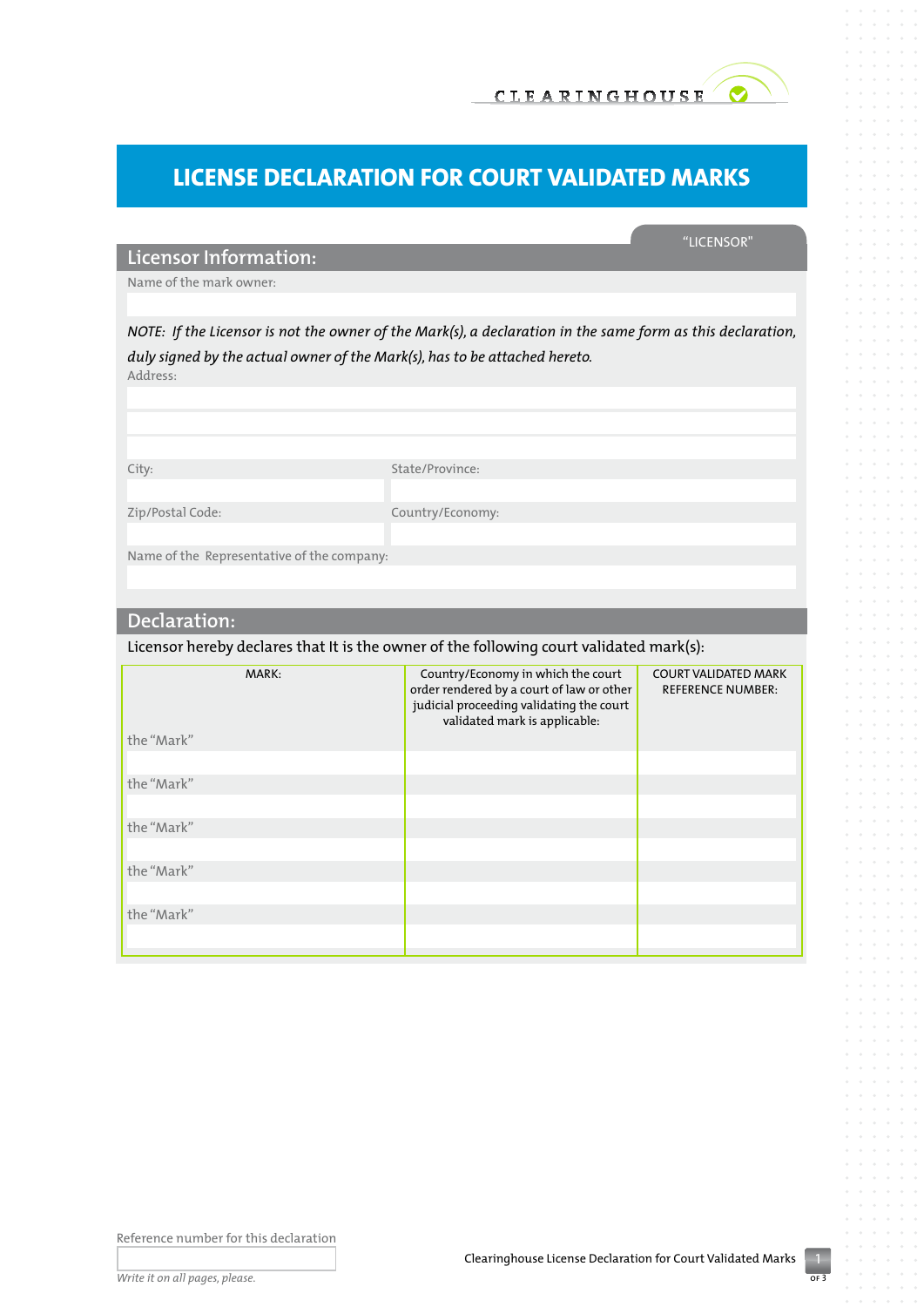CLEARINGHOUSE

# LICENSE DECLARATION FOR COURT VALIDATED MARKS

"LICENSOR"

## Licensor Information:

Name of the mark owner:

*NOTE: If the Licensor is not the owner of the Mark(s), a declaration in the same form as this declaration, duly signed by the actual owner of the Mark(s), has to be attached hereto.*

Address:

City:

State/Province:

Zip/Postal Code:

Country/Economy:

Name of the Representative of the company:

## Declaration:

Licensor hereby declares that It is the owner of the following court validated mark(s):

| MARK: | Country/Economy in which the court order rendered by a court of law or other judicial proceeding validating the court validated mark is applicable: | COURT VALIDATED MARK REFERENCE NUMBER: |
|---|---|---|
| the "Mark" | | |
| the "Mark" | | |
| the "Mark" | | |
| the "Mark" | | |
| the "Mark" | | |

Reference number for this declaration

*Write it on all pages, please.*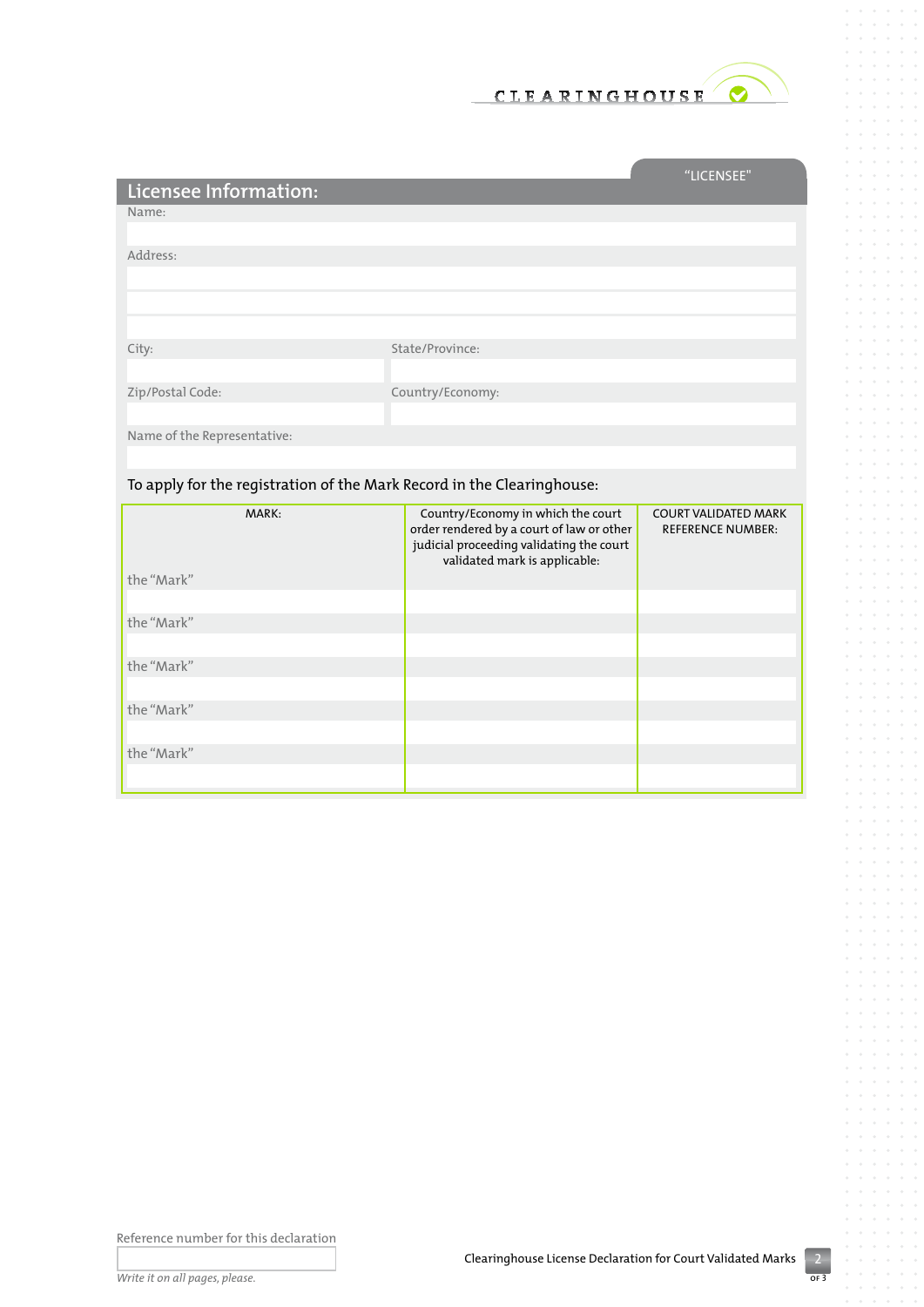CLEARINGHOUSE

"LICENSEE"

## Licensee Information:

Name:

Address:

City:

State/Province:

Zip/Postal Code:

Country/Economy:

Name of the Representative:

To apply for the registration of the Mark Record in the Clearinghouse:

| MARK: | Country/Economy in which the court order rendered by a court of law or other judicial proceeding validating the court validated mark is applicable: | COURT VALIDATED MARK REFERENCE NUMBER: |
|---|---|---|
| the "Mark" | | |
| the "Mark" | | |
| the "Mark" | | |
| the "Mark" | | |
| the "Mark" | | |

Reference number for this declaration

*Write it on all pages, please.*

Clearinghouse License Declaration for Court Validated Marks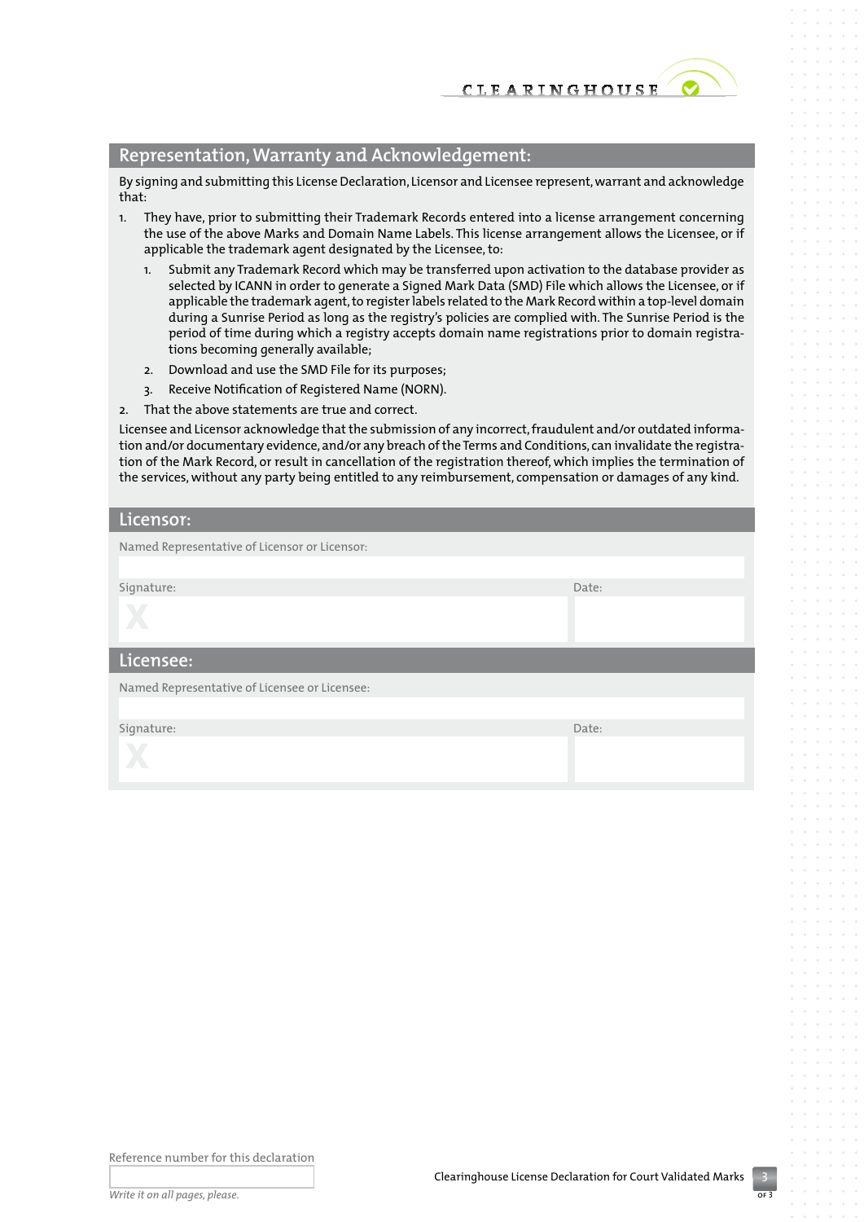## Representation, Warranty and Acknowledgement:

By signing and submitting this License Declaration, Licensor and Licensee represent, warrant and acknowledge that:

1. They have, prior to submitting their Trademark Records entered into a license arrangement concerning the use of the above Marks and Domain Name Labels. This license arrangement allows the Licensee, or if applicable the trademark agent designated by the Licensee, to:
   1. Submit any Trademark Record which may be transferred upon activation to the database provider as selected by ICANN in order to generate a Signed Mark Data (SMD) File which allows the Licensee, or if applicable the trademark agent, to register labels related to the Mark Record within a top-level domain during a Sunrise Period as long as the registry's policies are complied with. The Sunrise Period is the period of time during which a registry accepts domain name registrations prior to domain registrations becoming generally available;
   2. Download and use the SMD File for its purposes;
   3. Receive Notification of Registered Name (NORN).
2. That the above statements are true and correct.

Licensee and Licensor acknowledge that the submission of any incorrect, fraudulent and/or outdated information and/or documentary evidence, and/or any breach of the Terms and Conditions, can invalidate the registration of the Mark Record, or result in cancellation of the registration thereof, which implies the termination of the services, without any party being entitled to any reimbursement, compensation or damages of any kind.

## Licensor:

Named Representative of Licensor or Licensor:

Signature: X

Date:

## Licensee:

Named Representative of Licensee or Licensee:

Signature: X

Date:

Reference number for this declaration

*Write it on all pages, please.*